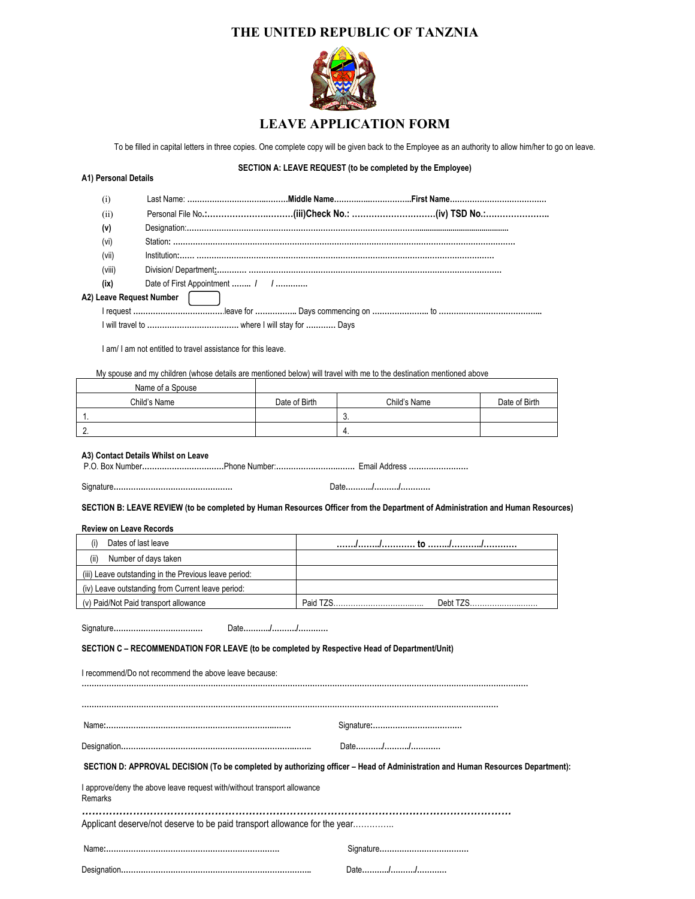# THE UNITED REPUBLIC OF TANZNIA

## LEAVE APPLICATION FORM

To be filled in capital letters in three copies. One complete copy will be given back to the Employee as an authority to allow him/her to go on leave.

**SECTION A: LEAVE REQUEST (to be completed by the Employee)**

**A1) Personal Details**

(i) Last Name: ……………………………………**Middle Name**…………………………….**First Name**…………………………………

(ii) Personal File No**.:**…………………………….**(iii)Check No.:** …………………………**(iv) TSD No.:**…………………..

**(v)** Designation:……………………………………………………………………………………………………………

(vi) Station**:** ……………………………………………………………………………………………………………

(vii) Institution**:**…… ………………………………………………………………………………………………

(viii) Division/ Department**:**………… ……………………………………………………………………………

**(ix)** Date of First Appointment …….. / / …………

**A2) Leave Request Number**

I request ……………………………….leave for ……………. Days commencing on ………………….. to ……………………………………

I will travel to ………………………………. where I will stay for ………… Days

I am/ I am not entitled to travel assistance for this leave.

My spouse and my children (whose details are mentioned below) will travel with me to the destination mentioned above

| Name of a Spouse | | | |
|---|---|---|---|
| Child's Name | Date of Birth | Child's Name | Date of Birth |
| 1. | | 3. | |
| 2. | | 4. | |

**A3) Contact Details Whilst on Leave**

P.O. Box Number……………………………Phone Number:…………………………… Email Address ……………………

Signature………………………………………… Date………/………/…………

**SECTION B: LEAVE REVIEW (to be completed by Human Resources Officer from the Department of Administration and Human Resources)**

**Review on Leave Records**

| | |
|---|---|
| (i) Dates of last leave | ……/……./………… to ……./………./………… |
| (ii) Number of days taken | |
| (iii) Leave outstanding in the Previous leave period: | |
| (iv) Leave outstanding from Current leave period: | |
| (v) Paid/Not Paid transport allowance | Paid TZS……………………………… Debt TZS……………………… |

Signature……………………………… Date………/………/…………

**SECTION C – RECOMMENDATION FOR LEAVE (to be completed by Respective Head of Department/Unit)**

I recommend/Do not recommend the above leave because:

……………………………………………………………………………………………………………………………………………

……………………………………………………………………………………………………………………………………………

Name:…………………………………………………………………… Signature:………………………………

Designation…………………………………………………………………… Date………/………/…………

**SECTION D: APPROVAL DECISION (To be completed by authorizing officer – Head of Administration and Human Resources Department):**

I approve/deny the above leave request with/without transport allowance

Remarks

……………………………………………………………………………………………………………………

Applicant deserve/not deserve to be paid transport allowance for the year…………..

Name:…………………………………………………………… Signature………………………………

Designation…………………………………………………………………… Date………/………/…………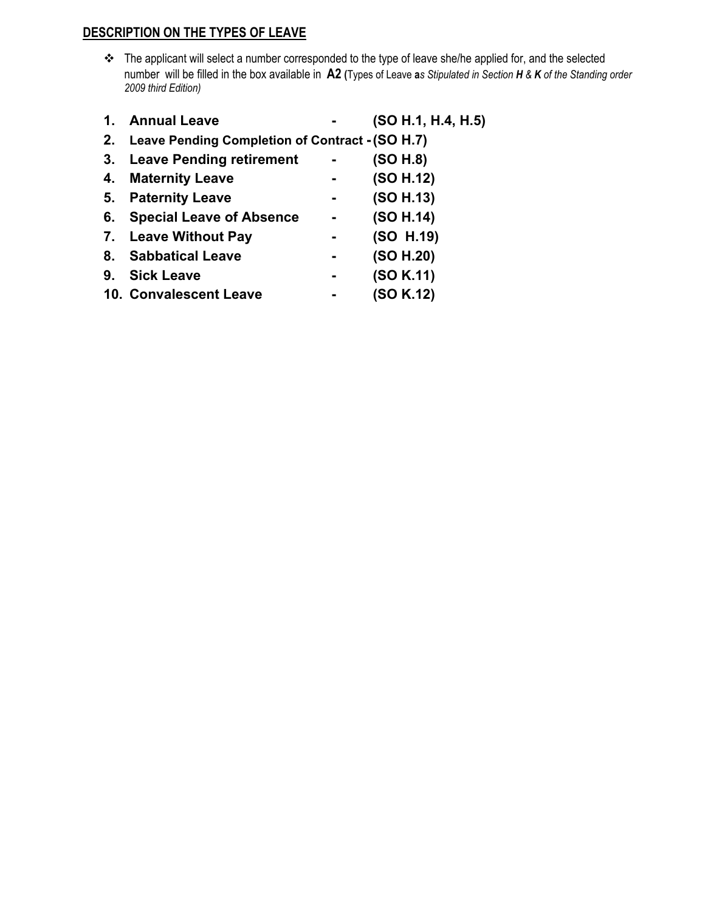## DESCRIPTION ON THE TYPES OF LEAVE

- The applicant will select a number corresponded to the type of leave she/he applied for, and the selected number will be filled in the box available in **A2** (Types of Leave **a***s Stipulated in Section **H** & **K** of the Standing order 2009 third Edition)*

1. **Annual Leave - (SO H.1, H.4, H.5)**
2. **Leave Pending Completion of Contract - (SO H.7)**
3. **Leave Pending retirement - (SO H.8)**
4. **Maternity Leave - (SO H.12)**
5. **Paternity Leave - (SO H.13)**
6. **Special Leave of Absence - (SO H.14)**
7. **Leave Without Pay - (SO H.19)**
8. **Sabbatical Leave - (SO H.20)**
9. **Sick Leave - (SO K.11)**
10. **Convalescent Leave - (SO K.12)**